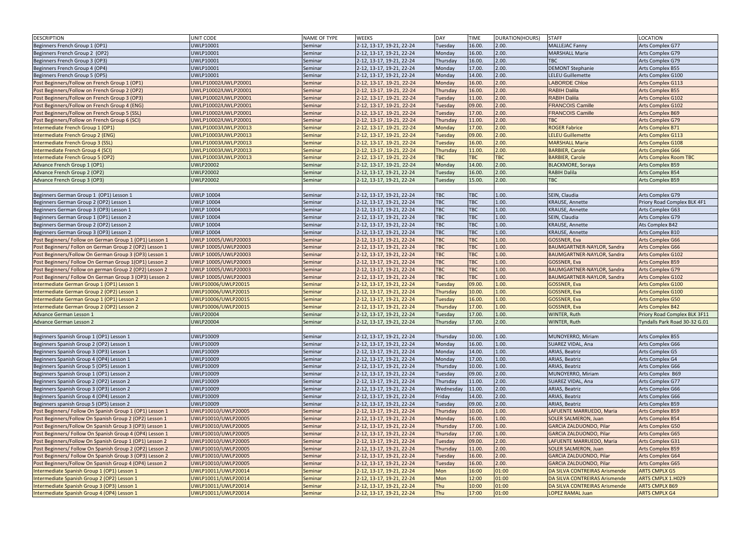| DESCRIPTION | UNIT CODE | NAME OF TYPE | WEEKS | DAY | TIME | DURATION(HOURS) | STAFF | LOCATION |
|---|---|---|---|---|---|---|---|---|
| Beginners French Group 1 (OP1) | UWLP10001 | Seminar | 2-12, 13-17, 19-21, 22-24 | Tuesday | 16.00. | 2.00. | MALLEJAC Fanny | Arts Complex G77 |
| Beginners French Group 2 (OP2) | UWLP10001 | Seminar | 2-12, 13-17, 19-21, 22-24 | Monday | 16.00. | 2.00. | MARSHALL Marie | Arts Complex G79 |
| Beginners French Group 3 (OP3) | UWLP10001 | Seminar | 2-12, 13-17, 19-21, 22-24 | Thursday | 16.00. | 2.00. | TBC | Arts Complex G79 |
| Beginners French Group 4 (OP4) | UWLP10001 | Seminar | 2-12, 13-17, 19-21, 22-24 | Monday | 17.00. | 2.00. | DEMONT Stephanie | Arts Complex B55 |
| Beginners French Group 5 (OP5) | UWLP10001 | Seminar | 2-12, 13-17, 19-21, 22-24 | Monday | 14.00. | 2.00. | LELEU Guillemette | Arts Complex G100 |
| Post Beginners/Follow on French Group 1 (OP1) | UWLP10002/UWLP20001 | Seminar | 2-12, 13-17, 19-21, 22-24 | Monday | 16.00. | 2.00. | LABORDE Chloe | Arts Complex G113 |
| Post Beginners/Follow on French Group 2 (OP2) | UWLP10002/UWLP20001 | Seminar | 2-12, 13-17, 19-21, 22-24 | Thursday | 16.00. | 2.00. | RABIH Dalila | Arts Complex B55 |
| Post Beginners/Follow on French Group 3 (OP3) | UWLP10002/UWLP20001 | Seminar | 2-12, 13-17, 19-21, 22-24 | Tuesday | 11.00. | 2.00. | RABIH Dalila | Arts Complex G102 |
| Post Beginners/Follow on French Group 4 (ENG) | UWLP10002/UWLP20001 | Seminar | 2-12, 13-17, 19-21, 22-24 | Tuesday | 09.00. | 2.00. | FRANCOIS Camille | Arts Complex G102 |
| Post Beginners/Follow on French Group 5 (SSL) | UWLP10002/UWLP20001 | Seminar | 2-12, 13-17, 19-21, 22-24 | Tuesday | 17.00. | 2.00. | FRANCOIS Camille | Arts Complex B69 |
| Post Beginners/Follow on French Group 6 (SCI) | UWLP10002/UWLP20001 | Seminar | 2-12, 13-17, 19-21, 22-24 | Thursday | 11.00. | 2.00. | TBC | Arts Complex G79 |
| Intermediate French Group 1 (OP1) | UWLP10003/UWLP20013 | Seminar | 2-12, 13-17, 19-21, 22-24 | Monday | 17.00. | 2.00. | ROGER Fabrice | Arts Complex B71 |
| Intermediate French Group 2 (ENG) | UWLP10003/UWLP20013 | Seminar | 2-12, 13-17, 19-21, 22-24 | Tuesday | 09.00. | 2.00. | LELEU Guillemette | Arts Complex G113 |
| Intermediate French Group 3 (SSL) | UWLP10003/UWLP20013 | Seminar | 2-12, 13-17, 19-21, 22-24 | Tuesday | 16.00. | 2.00. | MARSHALL Marie | Arts Complex G108 |
| Intermediate French Group 4 (SCI) | UWLP10003/UWLP20013 | Seminar | 2-12, 13-17, 19-21, 22-24 | Thursday | 11.00. | 2.00. | BARBIER, Carole | Arts Complex G66 |
| Intermediate French Group 5 (OP2) | UWLP10003/UWLP20013 | Seminar | 2-12, 13-17, 19-21, 22-24 | TBC | TBC | TBC | BARBIER, Carole | Arts Complex Room TBC |
| Advance French Group 1 (OP1) | UWLP20002 | Seminar | 2-12, 13-17, 19-21, 22-24 | Monday | 14.00. | 2.00. | BLACKMORE, Soraya | Arts Complex B59 |
| Advance French Group 2 (OP2) | UWLP20002 | Seminar | 2-12, 13-17, 19-21, 22-24 | Tuesday | 16.00. | 2.00. | RABIH Dalila | Arts Complex B54 |
| Advance French Group 3 (OP3) | UWLP20002 | Seminar | 2-12, 13-17, 19-21, 22-24 | Tuesday | 15.00. | 2.00. | TBC | Arts Complex B59 |
| | | | | | | | | |
| Beginners German Group 1 (OP1) Lesson 1 | UWLP 10004 | Seminar | 2-12, 13-17, 19-21, 22-24 | TBC | TBC | 1.00. | SEIN, Claudia | Arts Complex G79 |
| Beginners German Group 2 (OP2) Lesson 1 | UWLP 10004 | Seminar | 2-12, 13-17, 19-21, 22-24 | TBC | TBC | 1.00. | KRAUSE, Annette | Priory Road Complex BLK 4F1 |
| Beginners German Group 3 (OP3) Lesson 1 | UWLP 10004 | Seminar | 2-12, 13-17, 19-21, 22-24 | TBC | TBC | 1.00. | KRAUSE, Annette | Arts Complex G63 |
| Beginners German Group 1 (OP1) Lesson 2 | UWLP 10004 | Seminar | 2-12, 13-17, 19-21, 22-24 | TBC | TBC | 1.00. | SEIN, Claudia | Arts Complex G79 |
| Beginners German Group 2 (OP2) Lesson 2 | UWLP 10004 | Seminar | 2-12, 13-17, 19-21, 22-24 | TBC | TBC | 1.00. | KRAUSE, Annette | Ats Complex B42 |
| Beginners German Group 3 (OP3) Lesson 2 | UWLP 10004 | Seminar | 2-12, 13-17, 19-21, 22-24 | TBC | TBC | 1.00. | KRAUSE, Annette | Arts Complex B10 |
| Post Beginners/ Follow on German Group 1 (OP1) Lesson 1 | UWLP 10005/UWLP20003 | Seminar | 2-12, 13-17, 19-21, 22-24 | TBC | TBC | 1.00. | GOSSNER, Eva | Arts Complex G66 |
| Post Beginners/ Follon on German Group 2 (OP2) Lesson 1 | UWLP 10005/UWLP20003 | Seminar | 2-12, 13-17, 19-21, 22-24 | TBC | TBC | 1.00. | BAUMGARTNER-NAYLOR, Sandra | Arts Complex G66 |
| Post Beginners/Follow On German Group 3 (OP3) Lesson 1 | UWLP 10005/UWLP20003 | Seminar | 2-12, 13-17, 19-21, 22-24 | TBC | TBC | 1.00. | BAUMGARTNER-NAYLOR, Sandra | Arts Complex G102 |
| Post Beginners/ Follow On German Group 1(OP1) Lesson 2 | UWLP 10005/UWLP20003 | Seminar | 2-12, 13-17, 19-21, 22-24 | TBC | TBC | 1.00. | GOSSNER, Eva | Arts Complex B59 |
| Post Beginners/ Follow on german Group 2 (OP2) Lesson 2 | UWLP 10005/UWLP20003 | Seminar | 2-12, 13-17, 19-21, 22-24 | TBC | TBC | 1.00. | BAUMGARTNER-NAYLOR, Sandra | Arts Complex G79 |
| Post Beginners/ Follow On German Group 3 (OP3) Lesson 2 | UWLP 10005/UWLP20003 | Seminar | 2-12, 13-17, 19-21, 22-24 | TBC | TBC | 1.00. | BAUMGARTNER-NAYLOR, Sandra | Arts Complex G102 |
| Intermediate German Group 1 (OP1) Lesson 1 | UWLP10006/UWLP20015 | Seminar | 2-12, 13-17, 19-21, 22-24 | Tuesday | 09.00. | 1.00. | GOSSNER, Eva | Arts Complex G100 |
| Intermediate German Group 2 (OP2) Lesson 1 | UWLP10006/UWLP20015 | Seminar | 2-12, 13-17, 19-21, 22-24 | Thursday | 10.00. | 1.00. | GOSSNER, Eva | Arts Complex G100 |
| Intermediate German Group 1 (OP1) Lesson 2 | UWLP10006/UWLP20015 | Seminar | 2-12, 13-17, 19-21, 22-24 | Tuesday | 16.00. | 1.00. | GOSSNER, Eva | Arts Complex G50 |
| Intermediate German Group 2 (OP2) Lesson 2 | UWLP10006/UWLP20015 | Seminar | 2-12, 13-17, 19-21, 22-24 | Thursday | 17.00. | 1.00. | GOSSNER, Eva | Arts Complex B42 |
| Advance German Lesson 1 | UWLP20004 | Seminar | 2-12, 13-17, 19-21, 22-24 | Tuesday | 17.00. | 1.00. | WINTER, Ruth | Priory Road Complex BLK 3F11 |
| Advance German Lesson 2 | UWLP20004 | Seminar | 2-12, 13-17, 19-21, 22-24 | Thursday | 17.00. | 2.00. | WINTER, Ruth | Tyndalls Park Road 30-32 G.01 |
| | | | | | | | | |
| Beginners Spanish Group 1 (OP1) Lesson 1 | UWLP10009 | Seminar | 2-12, 13-17, 19-21, 22-24 | Thursday | 10.00. | 1.00. | MUNOYERRO, Miriam | Arts Complex B55 |
| Beginners Spanish Group 2 (OP2) Lesson 1 | UWLP10009 | Seminar | 2-12, 13-17, 19-21, 22-24 | Monday | 16.00. | 1.00. | SUAREZ VIDAL, Ana | Arts Complex G66 |
| Beginners Spanish Group 3 (OP3) Lesson 1 | UWLP10009 | Seminar | 2-12, 13-17, 19-21, 22-24 | Monday | 14.00. | 1.00. | ARIAS, Beatriz | Arts Complex G5 |
| Beginners Spanish Group 4 (OP4) Lesson 1 | UWLP10009 | Seminar | 2-12, 13-17, 19-21, 22-24 | Monday | 17.00. | 1.00. | ARIAS, Beatriz | Arts Complex G4 |
| Beginners Spanish Group 5 (OP5) Lesson 1 | UWLP10009 | Seminar | 2-12, 13-17, 19-21, 22-24 | Thursday | 10.00. | 1.00. | ARIAS, Beatriz | Arts Complex G66 |
| Beginners Spanish Group 1 (OP1) Lesson 2 | UWLP10009 | Seminar | 2-12, 13-17, 19-21, 22-24 | Tuesday | 09.00. | 2.00. | MUNOYERRO, Miriam | Arts Complex B69 |
| Beginners Spanish Group 2 (OP2) Lesson 2 | UWLP10009 | Seminar | 2-12, 13-17, 19-21, 22-24 | Thursday | 11.00. | 2.00. | SUAREZ VIDAL, Ana | Arts Complex G77 |
| Beginners Spanish Group 3 (OP3) Lesson 2 | UWLP10009 | Seminar | 2-12, 13-17, 19-21, 22-24 | Wednesday | 11.00. | 2.00. | ARIAS, Beatriz | Arts Complex G66 |
| Beginners Spanish Group 4 (OP4) Lesson 2 | UWLP10009 | Seminar | 2-12, 13-17, 19-21, 22-24 | Friday | 14.00. | 2.00. | ARIAS, Beatriz | Arts Complex G66 |
| Beginners spanish Group 5 (OP5) Lesson 2 | UWLP10009 | Seminar | 2-12, 13-17, 19-21, 22-24 | Tuesday | 09.00. | 2.00. | ARIAS, Beatriz | Arts Complex B59 |
| Post Beginners/ Follow On Spanish Group 1 (OP1) Lesson 1 | UWLP10010/UWLP20005 | Seminar | 2-12, 13-17, 19-21, 22-24 | Thursday | 10.00. | 1.00. | LAFUENTE MARRUEDO, Maria | Arts Complex B59 |
| Post Beginners/Follow On Spanish Group 2 (OP2) Lesson 1 | UWLP10010/UWLP20005 | Seminar | 2-12, 13-17, 19-21, 22-24 | Monday | 16.00. | 1.00. | SOLER SALMERON, Juan | Arts Complex B54 |
| Post Beginners/Follow On Spanish Group 3 (OP3) Lesson 1 | UWLP10010/UWLP20005 | Seminar | 2-12, 13-17, 19-21, 22-24 | Thursday | 17.00. | 1.00. | GARCIA ZALDUONDO, Pilar | Arts Complex G50 |
| Post Beginners/ Follow On Spanish Group 4 (OP4) Lesson 1 | UWLP10010/UWLP20005 | Seminar | 2-12, 13-17, 19-21, 22-24 | Thursday | 17.00. | 1.00. | GARCIA ZALDUONDO, Pilar | Arts Complex G65 |
| Post Beginners/Follow On Spanish Group 1 (OP1) Lesson 2 | UWLP10010/UWLP20005 | Seminar | 2-12, 13-17, 19-21, 22-24 | Tuesday | 09.00. | 2.00. | LAFUENTE MARRUEDO, Maria | Arts Complex G31 |
| Post Beginners/ Follow On Spanish Group 2 (OP2) Lesson 2 | UWLP10010/UWLP20005 | Seminar | 2-12, 13-17, 19-21, 22-24 | Thursday | 11.00. | 2.00. | SOLER SALMERON, Juan | Arts Complex B59 |
| Post Beginners/ Follow On Spanish Group 3 (OP3) Lesson 2 | UWLP10010/UWLP20005 | Seminar | 2-12, 13-17, 19-21, 22-24 | Tuesday | 16.00. | 2.00. | GARCIA ZALDUONDO, Pilar | Arts Complex G64 |
| Post Beginners/Follow On Spanish Group 4 (OP4) Lesson 2 | UWLP10010/UWLP20005 | Seminar | 2-12, 13-17, 19-21, 22-24 | Tuesday | 16.00. | 2.00. | GARCIA ZALDUONDO, Pilar | Arts Complex G65 |
| Intermediate Spanish Group 1 (OP1) Lesson 1 | UWLP10011/UWLP20014 | Seminar | 2-12, 13-17, 19-21, 22-24 | Mon | 16:00 | 01:00 | DA SILVA CONTREIRAS Arismende | ARTS CMPLX G5 |
| Intermediate Spanish Group 2 (OP2) Lesson 1 | UWLP10011/UWLP20014 | Seminar | 2-12, 13-17, 19-21, 22-24 | Mon | 12:00 | 01:00 | DA SILVA CONTREIRAS Arismende | ARTS CMPLX 1.H029 |
| Intermediate Spanish Group 3 (OP3) Lesson 1 | UWLP10011/UWLP20014 | Seminar | 2-12, 13-17, 19-21, 22-24 | Thu | 10:00 | 01:00 | DA SILVA CONTREIRAS Arismende | ARTS CMPLX B69 |
| Intermediate Spanish Group 4 (OP4) Lesson 1 | UWLP10011/UWLP20014 | Seminar | 2-12, 13-17, 19-21, 22-24 | Thu | 17:00 | 01:00 | LOPEZ RAMAL Juan | ARTS CMPLX G4 |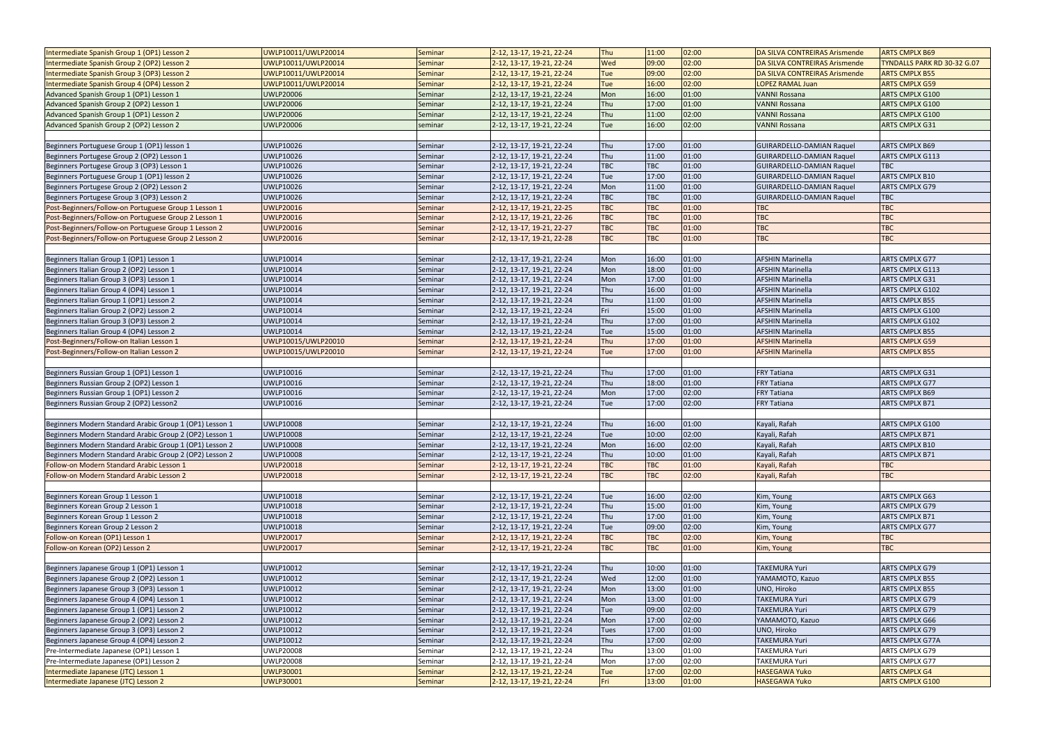| | | | | | | | | |
|---|---|---|---|---|---|---|---|---|
| Intermediate Spanish Group 1 (OP1) Lesson 2 | UWLP10011/UWLP20014 | Seminar | 2-12, 13-17, 19-21, 22-24 | Thu | 11:00 | 02:00 | DA SILVA CONTREIRAS Arismende | ARTS CMPLX B69 |
| Intermediate Spanish Group 2 (OP2) Lesson 2 | UWLP10011/UWLP20014 | Seminar | 2-12, 13-17, 19-21, 22-24 | Wed | 09:00 | 02:00 | DA SILVA CONTREIRAS Arismende | TYNDALLS PARK RD 30-32 G.07 |
| Intermediate Spanish Group 3 (OP3) Lesson 2 | UWLP10011/UWLP20014 | Seminar | 2-12, 13-17, 19-21, 22-24 | Tue | 09:00 | 02:00 | DA SILVA CONTREIRAS Arismende | ARTS CMPLX B55 |
| Intermediate Spanish Group 4 (OP4) Lesson 2 | UWLP10011/UWLP20014 | Seminar | 2-12, 13-17, 19-21, 22-24 | Tue | 16:00 | 02:00 | LOPEZ RAMAL Juan | ARTS CMPLX G59 |
| Advanced Spanish Group 1 (OP1) Lesson 1 | UWLP20006 | Seminar | 2-12, 13-17, 19-21, 22-24 | Mon | 16:00 | 01:00 | VANNI Rossana | ARTS CMPLX G100 |
| Advanced Spanish Group 2 (OP2) Lesson 1 | UWLP20006 | Seminar | 2-12, 13-17, 19-21, 22-24 | Thu | 17:00 | 01:00 | VANNI Rossana | ARTS CMPLX G100 |
| Advanced Spanish Group 1 (OP1) Lesson 2 | UWLP20006 | Seminar | 2-12, 13-17, 19-21, 22-24 | Thu | 11:00 | 02:00 | VANNI Rossana | ARTS CMPLX G100 |
| Advanced Spanish Group 2 (OP2) Lesson 2 | UWLP20006 | seminar | 2-12, 13-17, 19-21, 22-24 | Tue | 16:00 | 02:00 | VANNI Rossana | ARTS CMPLX G31 |
| | | | | | | | | |
| Beginners Portuguese Group 1 (OP1) lesson 1 | UWLP10026 | Seminar | 2-12, 13-17, 19-21, 22-24 | Thu | 17:00 | 01:00 | GUIRARDELLO-DAMIAN Raquel | ARTS CMPLX B69 |
| Beginners Portugese Group 2 (OP2) Lesson 1 | UWLP10026 | Seminar | 2-12, 13-17, 19-21, 22-24 | Thu | 11:00 | 01:00 | GUIRARDELLO-DAMIAN Raquel | ARTS CMPLX G113 |
| Beginners Portugese Group 3 (OP3) Lesson 1 | UWLP10026 | Seminar | 2-12, 13-17, 19-21, 22-24 | TBC | TBC | 01:00 | GUIRARDELLO-DAMIAN Raquel | TBC |
| Beginners Portuguese Group 1 (OP1) lesson 2 | UWLP10026 | Seminar | 2-12, 13-17, 19-21, 22-24 | Tue | 17:00 | 01:00 | GUIRARDELLO-DAMIAN Raquel | ARTS CMPLX B10 |
| Beginners Portugese Group 2 (OP2) Lesson 2 | UWLP10026 | Seminar | 2-12, 13-17, 19-21, 22-24 | Mon | 11:00 | 01:00 | GUIRARDELLO-DAMIAN Raquel | ARTS CMPLX G79 |
| Beginners Portugese Group 3 (OP3) Lesson 2 | UWLP10026 | Seminar | 2-12, 13-17, 19-21, 22-24 | TBC | TBC | 01:00 | GUIRARDELLO-DAMIAN Raquel | TBC |
| Post-Beginners/Follow-on Portuguese Group 1 Lesson 1 | UWLP20016 | Seminar | 2-12, 13-17, 19-21, 22-25 | TBC | TBC | 01:00 | TBC | TBC |
| Post-Beginners/Follow-on Portuguese Group 2 Lesson 1 | UWLP20016 | Seminar | 2-12, 13-17, 19-21, 22-26 | TBC | TBC | 01:00 | TBC | TBC |
| Post-Beginners/Follow-on Portuguese Group 1 Lesson 2 | UWLP20016 | Seminar | 2-12, 13-17, 19-21, 22-27 | TBC | TBC | 01:00 | TBC | TBC |
| Post-Beginners/Follow-on Portuguese Group 2 Lesson 2 | UWLP20016 | Seminar | 2-12, 13-17, 19-21, 22-28 | TBC | TBC | 01:00 | TBC | TBC |
| | | | | | | | | |
| Beginners Italian Group 1 (OP1) Lesson 1 | UWLP10014 | Seminar | 2-12, 13-17, 19-21, 22-24 | Mon | 16:00 | 01:00 | AFSHIN Marinella | ARTS CMPLX G77 |
| Beginners Italian Group 2 (OP2) Lesson 1 | UWLP10014 | Seminar | 2-12, 13-17, 19-21, 22-24 | Mon | 18:00 | 01:00 | AFSHIN Marinella | ARTS CMPLX G113 |
| Beginners Italian Group 3 (OP3) Lesson 1 | UWLP10014 | Seminar | 2-12, 13-17, 19-21, 22-24 | Mon | 17:00 | 01:00 | AFSHIN Marinella | ARTS CMPLX G31 |
| Beginners Italian Group 4 (OP4) Lesson 1 | UWLP10014 | Seminar | 2-12, 13-17, 19-21, 22-24 | Thu | 16:00 | 01:00 | AFSHIN Marinella | ARTS CMPLX G102 |
| Beginners Italian Group 1 (OP1) Lesson 2 | UWLP10014 | Seminar | 2-12, 13-17, 19-21, 22-24 | Thu | 11:00 | 01:00 | AFSHIN Marinella | ARTS CMPLX B55 |
| Beginners Italian Group 2 (OP2) Lesson 2 | UWLP10014 | Seminar | 2-12, 13-17, 19-21, 22-24 | Fri | 15:00 | 01:00 | AFSHIN Marinella | ARTS CMPLX G100 |
| Beginners Italian Group 3 (OP3) Lesson 2 | UWLP10014 | Seminar | 2-12, 13-17, 19-21, 22-24 | Thu | 17:00 | 01:00 | AFSHIN Marinella | ARTS CMPLX G102 |
| Beginners Italian Group 4 (OP4) Lesson 2 | UWLP10014 | Seminar | 2-12, 13-17, 19-21, 22-24 | Tue | 15:00 | 01:00 | AFSHIN Marinella | ARTS CMPLX B55 |
| Post-Beginners/Follow-on Italian Lesson 1 | UWLP10015/UWLP20010 | Seminar | 2-12, 13-17, 19-21, 22-24 | Thu | 17:00 | 01:00 | AFSHIN Marinella | ARTS CMPLX G59 |
| Post-Beginners/Follow-on Italian Lesson 2 | UWLP10015/UWLP20010 | Seminar | 2-12, 13-17, 19-21, 22-24 | Tue | 17:00 | 01:00 | AFSHIN Marinella | ARTS CMPLX B55 |
| | | | | | | | | |
| Beginners Russian Group 1 (OP1) Lesson 1 | UWLP10016 | Seminar | 2-12, 13-17, 19-21, 22-24 | Thu | 17:00 | 01:00 | FRY Tatiana | ARTS CMPLX G31 |
| Beginners Russian Group 2 (OP2) Lesson 1 | UWLP10016 | Seminar | 2-12, 13-17, 19-21, 22-24 | Thu | 18:00 | 01:00 | FRY Tatiana | ARTS CMPLX G77 |
| Beginners Russian Group 1 (OP1) Lesson 2 | UWLP10016 | Seminar | 2-12, 13-17, 19-21, 22-24 | Mon | 17:00 | 02:00 | FRY Tatiana | ARTS CMPLX B69 |
| Beginners Russian Group 2 (OP2) Lesson2 | UWLP10016 | Seminar | 2-12, 13-17, 19-21, 22-24 | Tue | 17:00 | 02:00 | FRY Tatiana | ARTS CMPLX B71 |
| | | | | | | | | |
| Beginners Modern Standard Arabic Group 1 (OP1) Lesson 1 | UWLP10008 | Seminar | 2-12, 13-17, 19-21, 22-24 | Thu | 16:00 | 01:00 | Kayali, Rafah | ARTS CMPLX G100 |
| Beginners Modern Standard Arabic Group 2 (OP2) Lesson 1 | UWLP10008 | Seminar | 2-12, 13-17, 19-21, 22-24 | Tue | 10:00 | 02:00 | Kayali, Rafah | ARTS CMPLX B71 |
| Beginners Modern Standard Arabic Group 1 (OP1) Lesson 2 | UWLP10008 | Seminar | 2-12, 13-17, 19-21, 22-24 | Mon | 16:00 | 02:00 | Kayali, Rafah | ARTS CMPLX B10 |
| Beginners Modern Standard Arabic Group 2 (OP2) Lesson 2 | UWLP10008 | Seminar | 2-12, 13-17, 19-21, 22-24 | Thu | 10:00 | 01:00 | Kayali, Rafah | ARTS CMPLX B71 |
| Follow-on Modern Standard Arabic Lesson 1 | UWLP20018 | Seminar | 2-12, 13-17, 19-21, 22-24 | TBC | TBC | 01:00 | Kayali, Rafah | TBC |
| Follow-on Modern Standard Arabic Lesson 2 | UWLP20018 | Seminar | 2-12, 13-17, 19-21, 22-24 | TBC | TBC | 02:00 | Kayali, Rafah | TBC |
| | | | | | | | | |
| Beginners Korean Group 1 Lesson 1 | UWLP10018 | Seminar | 2-12, 13-17, 19-21, 22-24 | Tue | 16:00 | 02:00 | Kim, Young | ARTS CMPLX G63 |
| Beginners Korean Group 2 Lesson 1 | UWLP10018 | Seminar | 2-12, 13-17, 19-21, 22-24 | Thu | 15:00 | 01:00 | Kim, Young | ARTS CMPLX G79 |
| Beginners Korean Group 1 Lesson 2 | UWLP10018 | Seminar | 2-12, 13-17, 19-21, 22-24 | Thu | 17:00 | 01:00 | Kim, Young | ARTS CMPLX B71 |
| Beginners Korean Group 2 Lesson 2 | UWLP10018 | Seminar | 2-12, 13-17, 19-21, 22-24 | Tue | 09:00 | 02:00 | Kim, Young | ARTS CMPLX G77 |
| Follow-on Korean (OP1) Lesson 1 | UWLP20017 | Seminar | 2-12, 13-17, 19-21, 22-24 | TBC | TBC | 02:00 | Kim, Young | TBC |
| Follow-on Korean (OP2) Lesson 2 | UWLP20017 | Seminar | 2-12, 13-17, 19-21, 22-24 | TBC | TBC | 01:00 | Kim, Young | TBC |
| | | | | | | | | |
| Beginners Japanese Group 1 (OP1) Lesson 1 | UWLP10012 | Seminar | 2-12, 13-17, 19-21, 22-24 | Thu | 10:00 | 01:00 | TAKEMURA Yuri | ARTS CMPLX G79 |
| Beginners Japanese Group 2 (OP2) Lesson 1 | UWLP10012 | Seminar | 2-12, 13-17, 19-21, 22-24 | Wed | 12:00 | 01:00 | YAMAMOTO, Kazuo | ARTS CMPLX B55 |
| Beginners Japanese Group 3 (OP3) Lesson 1 | UWLP10012 | Seminar | 2-12, 13-17, 19-21, 22-24 | Mon | 13:00 | 01:00 | UNO, Hiroko | ARTS CMPLX B55 |
| Beginners Japanese Group 4 (OP4) Lesson 1 | UWLP10012 | Seminar | 2-12, 13-17, 19-21, 22-24 | Mon | 13:00 | 01:00 | TAKEMURA Yuri | ARTS CMPLX G79 |
| Beginners Japanese Group 1 (OP1) Lesson 2 | UWLP10012 | Seminar | 2-12, 13-17, 19-21, 22-24 | Tue | 09:00 | 02:00 | TAKEMURA Yuri | ARTS CMPLX G79 |
| Beginners Japanese Group 2 (OP2) Lesson 2 | UWLP10012 | Seminar | 2-12, 13-17, 19-21, 22-24 | Mon | 17:00 | 02:00 | YAMAMOTO, Kazuo | ARTS CMPLX G66 |
| Beginners Japanese Group 3 (OP3) Lesson 2 | UWLP10012 | Seminar | 2-12, 13-17, 19-21, 22-24 | Tues | 17:00 | 01:00 | UNO, Hiroko | ARTS CMPLX G79 |
| Beginners Japanese Group 4 (OP4) Lesson 2 | UWLP10012 | Seminar | 2-12, 13-17, 19-21, 22-24 | Thu | 17:00 | 02:00 | TAKEMURA Yuri | ARTS CMPLX G77A |
| Pre-Intermediate Japanese (OP1) Lesson 1 | UWLP20008 | Seminar | 2-12, 13-17, 19-21, 22-24 | Thu | 13:00 | 01:00 | TAKEMURA Yuri | ARTS CMPLX G79 |
| Pre-Intermediate Japanese (OP1) Lesson 2 | UWLP20008 | Seminar | 2-12, 13-17, 19-21, 22-24 | Mon | 17:00 | 02:00 | TAKEMURA Yuri | ARTS CMPLX G77 |
| Intermediate Japanese (JTC) Lesson 1 | UWLP30001 | Seminar | 2-12, 13-17, 19-21, 22-24 | Tue | 17:00 | 02:00 | HASEGAWA Yuko | ARTS CMPLX G4 |
| Intermediate Japanese (JTC) Lesson 2 | UWLP30001 | Seminar | 2-12, 13-17, 19-21, 22-24 | Fri | 13:00 | 01:00 | HASEGAWA Yuko | ARTS CMPLX G100 |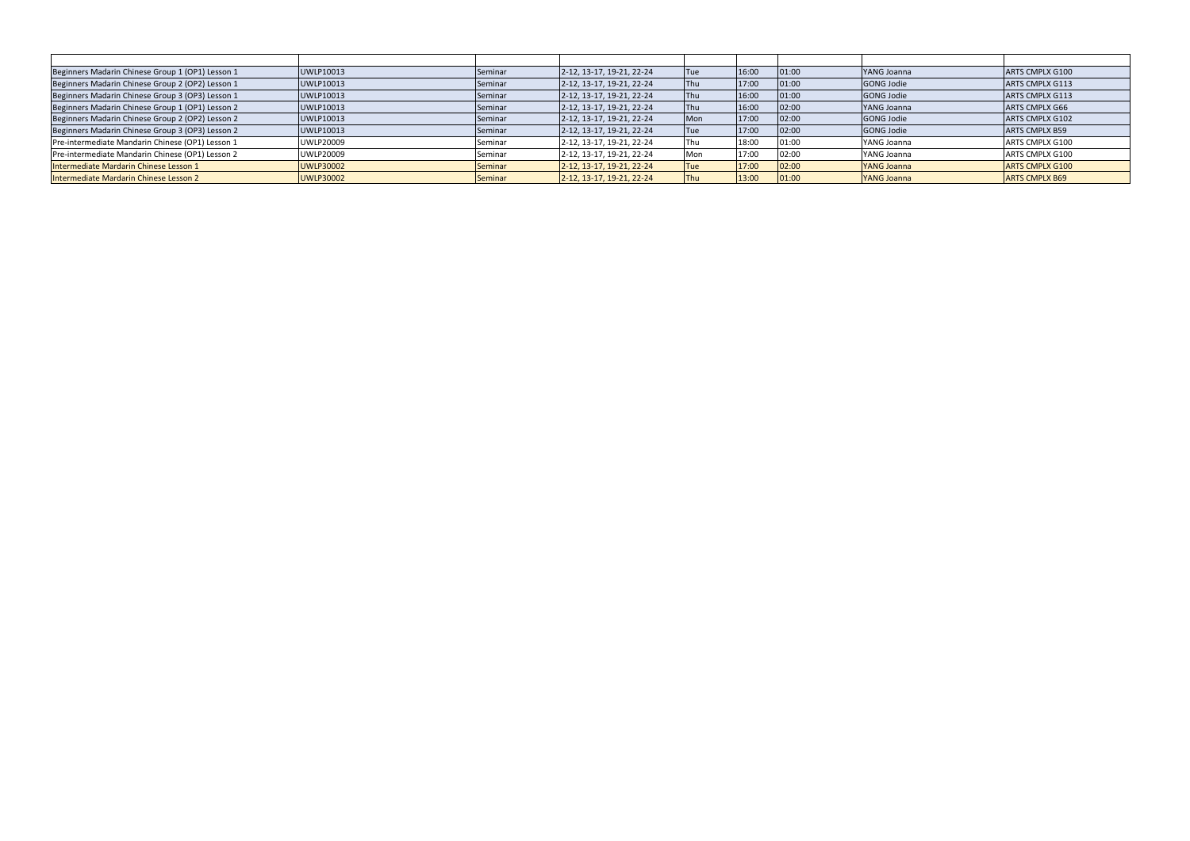| | | | | | | | | |
|---|---|---|---|---|---|---|---|---|
| Beginners Madarin Chinese Group 1 (OP1) Lesson 1 | UWLP10013 | Seminar | 2-12, 13-17, 19-21, 22-24 | Tue | 16:00 | 01:00 | YANG Joanna | ARTS CMPLX G100 |
| Beginners Madarin Chinese Group 2 (OP2) Lesson 1 | UWLP10013 | Seminar | 2-12, 13-17, 19-21, 22-24 | Thu | 17:00 | 01:00 | GONG Jodie | ARTS CMPLX G113 |
| Beginners Madarin Chinese Group 3 (OP3) Lesson 1 | UWLP10013 | Seminar | 2-12, 13-17, 19-21, 22-24 | Thu | 16:00 | 01:00 | GONG Jodie | ARTS CMPLX G113 |
| Beginners Madarin Chinese Group 1 (OP1) Lesson 2 | UWLP10013 | Seminar | 2-12, 13-17, 19-21, 22-24 | Thu | 16:00 | 02:00 | YANG Joanna | ARTS CMPLX G66 |
| Beginners Madarin Chinese Group 2 (OP2) Lesson 2 | UWLP10013 | Seminar | 2-12, 13-17, 19-21, 22-24 | Mon | 17:00 | 02:00 | GONG Jodie | ARTS CMPLX G102 |
| Beginners Madarin Chinese Group 3 (OP3) Lesson 2 | UWLP10013 | Seminar | 2-12, 13-17, 19-21, 22-24 | Tue | 17:00 | 02:00 | GONG Jodie | ARTS CMPLX B59 |
| Pre-intermediate Mandarin Chinese (OP1) Lesson 1 | UWLP20009 | Seminar | 2-12, 13-17, 19-21, 22-24 | Thu | 18:00 | 01:00 | YANG Joanna | ARTS CMPLX G100 |
| Pre-intermediate Mandarin Chinese (OP1) Lesson 2 | UWLP20009 | Seminar | 2-12, 13-17, 19-21, 22-24 | Mon | 17:00 | 02:00 | YANG Joanna | ARTS CMPLX G100 |
| Intermediate Mardarin Chinese Lesson 1 | UWLP30002 | Seminar | 2-12, 13-17, 19-21, 22-24 | Tue | 17:00 | 02:00 | YANG Joanna | ARTS CMPLX G100 |
| Intermediate Mardarin Chinese Lesson 2 | UWLP30002 | Seminar | 2-12, 13-17, 19-21, 22-24 | Thu | 13:00 | 01:00 | YANG Joanna | ARTS CMPLX B69 |